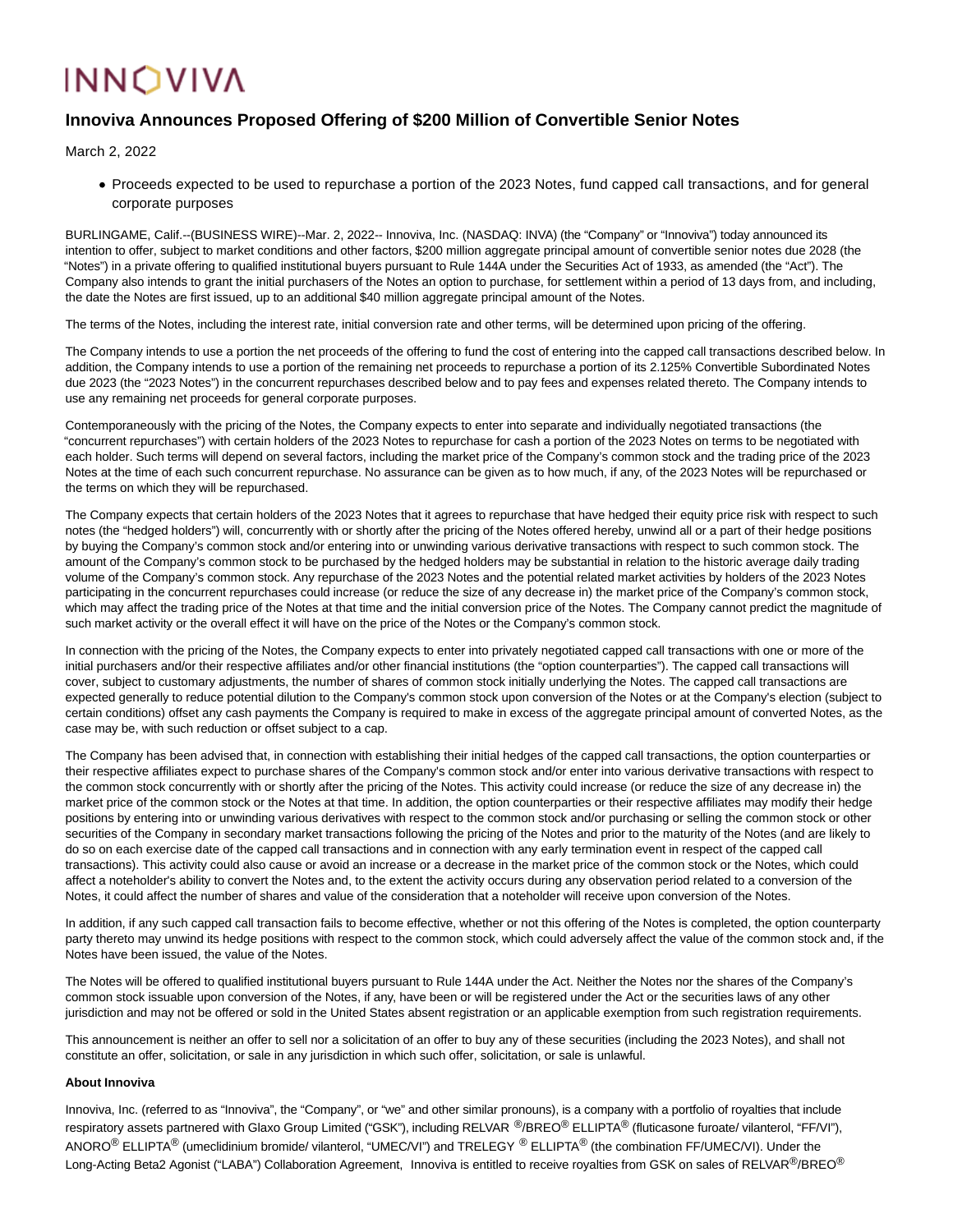INNOVIVA

# Innoviva Announces Proposed Offering of $200 Million of Convertible Senior Notes

March 2, 2022

- Proceeds expected to be used to repurchase a portion of the 2023 Notes, fund capped call transactions, and for general corporate purposes

BURLINGAME, Calif.--(BUSINESS WIRE)--Mar. 2, 2022-- Innoviva, Inc. (NASDAQ: INVA) (the "Company" or "Innoviva") today announced its intention to offer, subject to market conditions and other factors, $200 million aggregate principal amount of convertible senior notes due 2028 (the "Notes") in a private offering to qualified institutional buyers pursuant to Rule 144A under the Securities Act of 1933, as amended (the "Act"). The Company also intends to grant the initial purchasers of the Notes an option to purchase, for settlement within a period of 13 days from, and including, the date the Notes are first issued, up to an additional $40 million aggregate principal amount of the Notes.

The terms of the Notes, including the interest rate, initial conversion rate and other terms, will be determined upon pricing of the offering.

The Company intends to use a portion the net proceeds of the offering to fund the cost of entering into the capped call transactions described below. In addition, the Company intends to use a portion of the remaining net proceeds to repurchase a portion of its 2.125% Convertible Subordinated Notes due 2023 (the "2023 Notes") in the concurrent repurchases described below and to pay fees and expenses related thereto. The Company intends to use any remaining net proceeds for general corporate purposes.

Contemporaneously with the pricing of the Notes, the Company expects to enter into separate and individually negotiated transactions (the "concurrent repurchases") with certain holders of the 2023 Notes to repurchase for cash a portion of the 2023 Notes on terms to be negotiated with each holder. Such terms will depend on several factors, including the market price of the Company's common stock and the trading price of the 2023 Notes at the time of each such concurrent repurchase. No assurance can be given as to how much, if any, of the 2023 Notes will be repurchased or the terms on which they will be repurchased.

The Company expects that certain holders of the 2023 Notes that it agrees to repurchase that have hedged their equity price risk with respect to such notes (the "hedged holders") will, concurrently with or shortly after the pricing of the Notes offered hereby, unwind all or a part of their hedge positions by buying the Company's common stock and/or entering into or unwinding various derivative transactions with respect to such common stock. The amount of the Company's common stock to be purchased by the hedged holders may be substantial in relation to the historic average daily trading volume of the Company's common stock. Any repurchase of the 2023 Notes and the potential related market activities by holders of the 2023 Notes participating in the concurrent repurchases could increase (or reduce the size of any decrease in) the market price of the Company's common stock, which may affect the trading price of the Notes at that time and the initial conversion price of the Notes. The Company cannot predict the magnitude of such market activity or the overall effect it will have on the price of the Notes or the Company's common stock.

In connection with the pricing of the Notes, the Company expects to enter into privately negotiated capped call transactions with one or more of the initial purchasers and/or their respective affiliates and/or other financial institutions (the "option counterparties"). The capped call transactions will cover, subject to customary adjustments, the number of shares of common stock initially underlying the Notes. The capped call transactions are expected generally to reduce potential dilution to the Company's common stock upon conversion of the Notes or at the Company's election (subject to certain conditions) offset any cash payments the Company is required to make in excess of the aggregate principal amount of converted Notes, as the case may be, with such reduction or offset subject to a cap.

The Company has been advised that, in connection with establishing their initial hedges of the capped call transactions, the option counterparties or their respective affiliates expect to purchase shares of the Company's common stock and/or enter into various derivative transactions with respect to the common stock concurrently with or shortly after the pricing of the Notes. This activity could increase (or reduce the size of any decrease in) the market price of the common stock or the Notes at that time. In addition, the option counterparties or their respective affiliates may modify their hedge positions by entering into or unwinding various derivatives with respect to the common stock and/or purchasing or selling the common stock or other securities of the Company in secondary market transactions following the pricing of the Notes and prior to the maturity of the Notes (and are likely to do so on each exercise date of the capped call transactions and in connection with any early termination event in respect of the capped call transactions). This activity could also cause or avoid an increase or a decrease in the market price of the common stock or the Notes, which could affect a noteholder's ability to convert the Notes and, to the extent the activity occurs during any observation period related to a conversion of the Notes, it could affect the number of shares and value of the consideration that a noteholder will receive upon conversion of the Notes.

In addition, if any such capped call transaction fails to become effective, whether or not this offering of the Notes is completed, the option counterparty party thereto may unwind its hedge positions with respect to the common stock, which could adversely affect the value of the common stock and, if the Notes have been issued, the value of the Notes.

The Notes will be offered to qualified institutional buyers pursuant to Rule 144A under the Act. Neither the Notes nor the shares of the Company's common stock issuable upon conversion of the Notes, if any, have been or will be registered under the Act or the securities laws of any other jurisdiction and may not be offered or sold in the United States absent registration or an applicable exemption from such registration requirements.

This announcement is neither an offer to sell nor a solicitation of an offer to buy any of these securities (including the 2023 Notes), and shall not constitute an offer, solicitation, or sale in any jurisdiction in which such offer, solicitation, or sale is unlawful.

**About Innoviva**

Innoviva, Inc. (referred to as "Innoviva", the "Company", or "we" and other similar pronouns), is a company with a portfolio of royalties that include respiratory assets partnered with Glaxo Group Limited ("GSK"), including RELVAR ®/BREO® ELLIPTA® (fluticasone furoate/ vilanterol, "FF/VI"), ANORO® ELLIPTA® (umeclidinium bromide/ vilanterol, "UMEC/VI") and TRELEGY ® ELLIPTA® (the combination FF/UMEC/VI). Under the Long-Acting Beta2 Agonist ("LABA") Collaboration Agreement, Innoviva is entitled to receive royalties from GSK on sales of RELVAR®/BREO®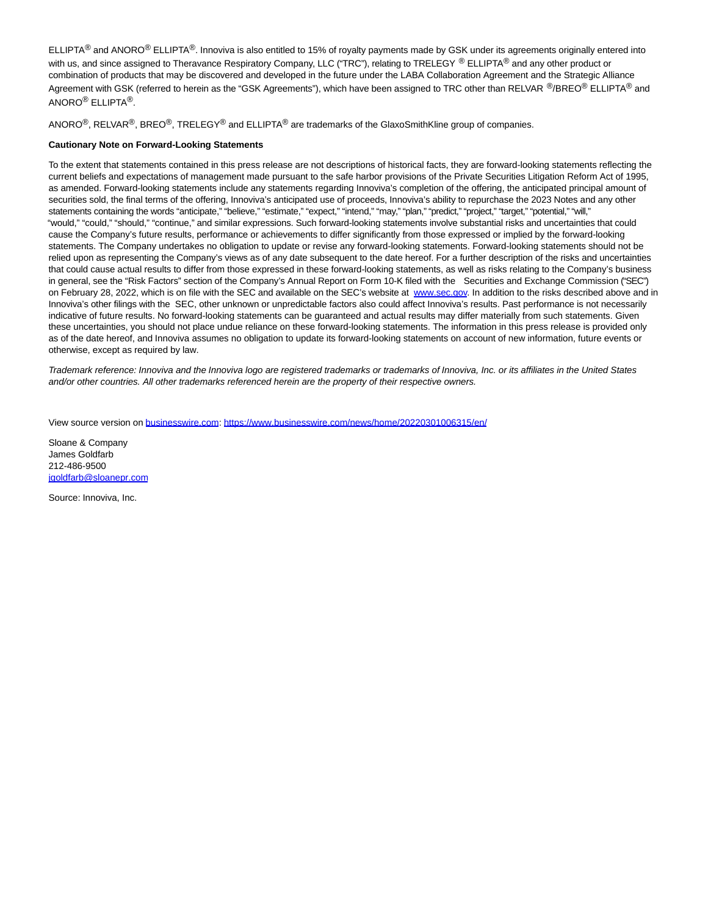ELLIPTA® and ANORO® ELLIPTA®. Innoviva is also entitled to 15% of royalty payments made by GSK under its agreements originally entered into with us, and since assigned to Theravance Respiratory Company, LLC ("TRC"), relating to TRELEGY ® ELLIPTA® and any other product or combination of products that may be discovered and developed in the future under the LABA Collaboration Agreement and the Strategic Alliance Agreement with GSK (referred to herein as the "GSK Agreements"), which have been assigned to TRC other than RELVAR ®/BREO® ELLIPTA® and ANORO® ELLIPTA®.

ANORO®, RELVAR®, BREO®, TRELEGY® and ELLIPTA® are trademarks of the GlaxoSmithKline group of companies.

**Cautionary Note on Forward-Looking Statements**

To the extent that statements contained in this press release are not descriptions of historical facts, they are forward-looking statements reflecting the current beliefs and expectations of management made pursuant to the safe harbor provisions of the Private Securities Litigation Reform Act of 1995, as amended. Forward-looking statements include any statements regarding Innoviva's completion of the offering, the anticipated principal amount of securities sold, the final terms of the offering, Innoviva's anticipated use of proceeds, Innoviva's ability to repurchase the 2023 Notes and any other statements containing the words "anticipate," "believe," "estimate," "expect," "intend," "may," "plan," "predict," "project," "target," "potential," "will," "would," "could," "should," "continue," and similar expressions. Such forward-looking statements involve substantial risks and uncertainties that could cause the Company's future results, performance or achievements to differ significantly from those expressed or implied by the forward-looking statements. The Company undertakes no obligation to update or revise any forward-looking statements. Forward-looking statements should not be relied upon as representing the Company's views as of any date subsequent to the date hereof. For a further description of the risks and uncertainties that could cause actual results to differ from those expressed in these forward-looking statements, as well as risks relating to the Company's business in general, see the "Risk Factors" section of the Company's Annual Report on Form 10-K filed with the Securities and Exchange Commission ("SEC") on February 28, 2022, which is on file with the SEC and available on the SEC's website at www.sec.gov. In addition to the risks described above and in Innoviva's other filings with the SEC, other unknown or unpredictable factors also could affect Innoviva's results. Past performance is not necessarily indicative of future results. No forward-looking statements can be guaranteed and actual results may differ materially from such statements. Given these uncertainties, you should not place undue reliance on these forward-looking statements. The information in this press release is provided only as of the date hereof, and Innoviva assumes no obligation to update its forward-looking statements on account of new information, future events or otherwise, except as required by law.

*Trademark reference: Innoviva and the Innoviva logo are registered trademarks or trademarks of Innoviva, Inc. or its affiliates in the United States and/or other countries. All other trademarks referenced herein are the property of their respective owners.*

View source version on businesswire.com: https://www.businesswire.com/news/home/20220301006315/en/

Sloane & Company
James Goldfarb
212-486-9500
jgoldfarb@sloanepr.com

Source: Innoviva, Inc.